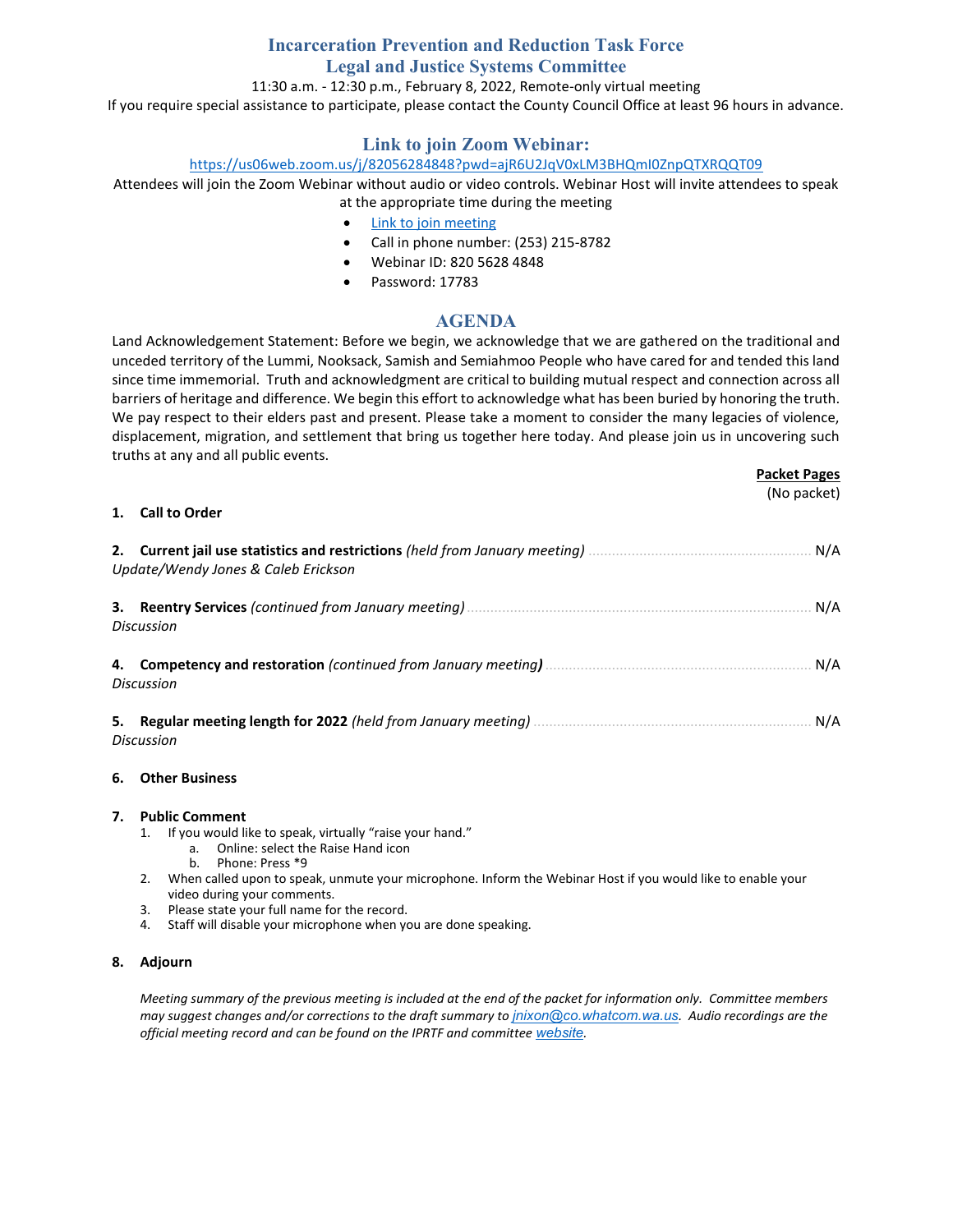# Incarceration Prevention and Reduction Task Force
## Legal and Justice Systems Committee

11:30 a.m. - 12:30 p.m., February 8, 2022, Remote-only virtual meeting

If you require special assistance to participate, please contact the County Council Office at least 96 hours in advance.

## Link to join Zoom Webinar:

https://us06web.zoom.us/j/82056284848?pwd=ajR6U2JqV0xLM3BHQmI0ZnpQTXRQQT09

Attendees will join the Zoom Webinar without audio or video controls. Webinar Host will invite attendees to speak at the appropriate time during the meeting

- Link to join meeting
- Call in phone number: (253) 215-8782
- Webinar ID: 820 5628 4848
- Password: 17783

## AGENDA

Land Acknowledgement Statement: Before we begin, we acknowledge that we are gathered on the traditional and unceded territory of the Lummi, Nooksack, Samish and Semiahmoo People who have cared for and tended this land since time immemorial. Truth and acknowledgment are critical to building mutual respect and connection across all barriers of heritage and difference. We begin this effort to acknowledge what has been buried by honoring the truth. We pay respect to their elders past and present. Please take a moment to consider the many legacies of violence, displacement, migration, and settlement that bring us together here today. And please join us in uncovering such truths at any and all public events.

| | **Packet Pages** (No packet) |
|---|---|
| **1. Call to Order** | |
| **2. Current jail use statistics and restrictions** *(held from January meeting)* *Update/Wendy Jones & Caleb Erickson* | N/A |
| **3. Reentry Services** *(continued from January meeting)* *Discussion* | N/A |
| **4. Competency and restoration** *(continued from January meeting)* *Discussion* | N/A |
| **5. Regular meeting length for 2022** *(held from January meeting)* *Discussion* | N/A |

**6. Other Business**

**7. Public Comment**

1. If you would like to speak, virtually "raise your hand."
   a. Online: select the Raise Hand icon
   b. Phone: Press *9
2. When called upon to speak, unmute your microphone. Inform the Webinar Host if you would like to enable your video during your comments.
3. Please state your full name for the record.
4. Staff will disable your microphone when you are done speaking.

**8. Adjourn**

*Meeting summary of the previous meeting is included at the end of the packet for information only. Committee members may suggest changes and/or corrections to the draft summary to jnixon@co.whatcom.wa.us. Audio recordings are the official meeting record and can be found on the IPRTF and committee website.*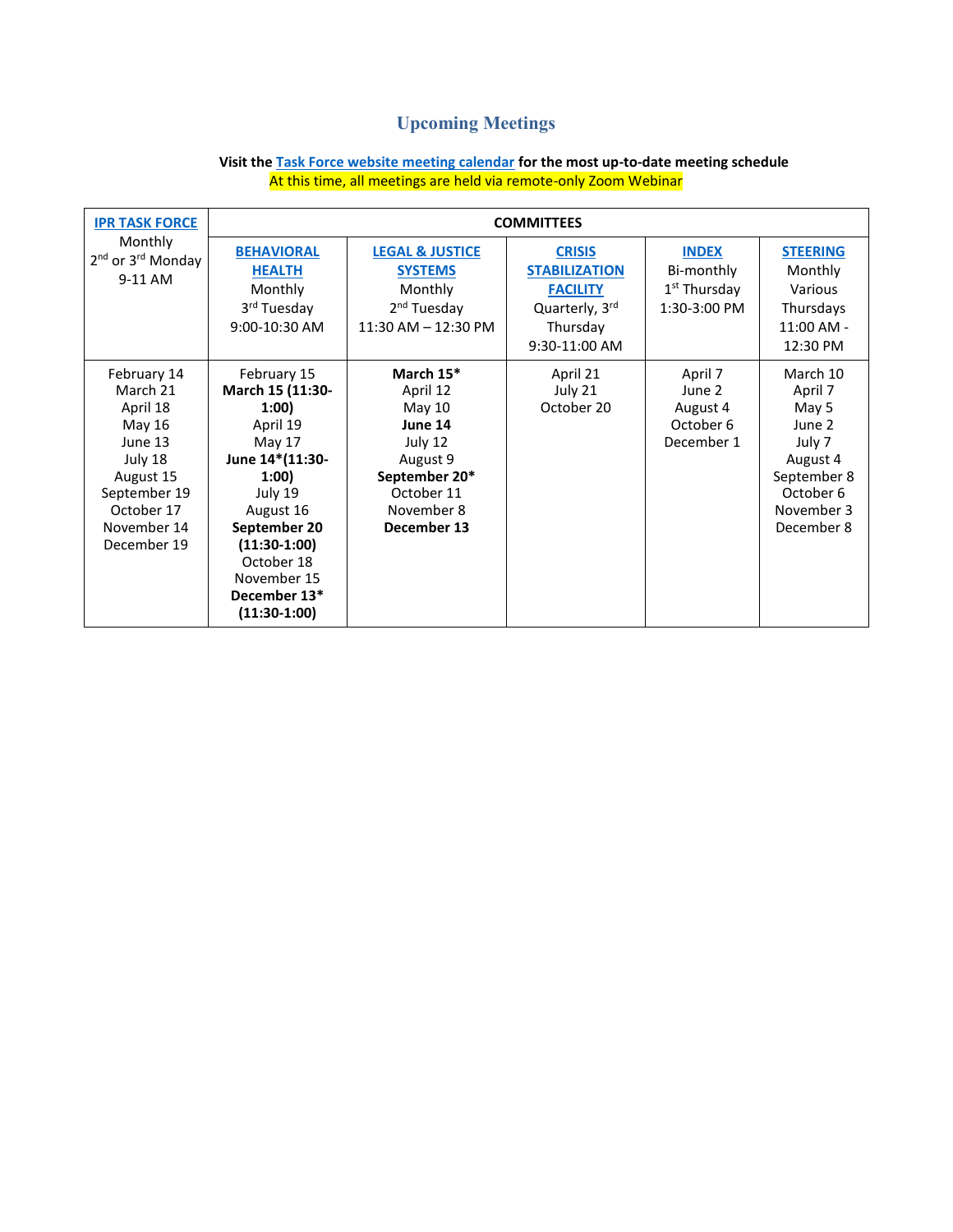## Upcoming Meetings

**Visit the Task Force website meeting calendar for the most up-to-date meeting schedule**
At this time, all meetings are held via remote-only Zoom Webinar

| IPR TASK FORCE | COMMITTEES | | | | |
|---|---|---|---|---|---|
| Monthly<br>2nd or 3rd Monday<br>9-11 AM | BEHAVIORAL HEALTH<br>Monthly<br>3rd Tuesday<br>9:00-10:30 AM | LEGAL & JUSTICE SYSTEMS<br>Monthly<br>2nd Tuesday<br>11:30 AM – 12:30 PM | CRISIS STABILIZATION FACILITY<br>Quarterly, 3rd Thursday<br>9:30-11:00 AM | INDEX<br>Bi-monthly<br>1st Thursday<br>1:30-3:00 PM | STEERING<br>Monthly<br>Various Thursdays<br>11:00 AM - 12:30 PM |
| February 14<br>March 21<br>April 18<br>May 16<br>June 13<br>July 18<br>August 15<br>September 19<br>October 17<br>November 14<br>December 19 | February 15<br>**March 15 (11:30-1:00)**<br>April 19<br>May 17<br>**June 14*(11:30-1:00)**<br>July 19<br>August 16<br>**September 20 (11:30-1:00)**<br>October 18<br>November 15<br>**December 13* (11:30-1:00)** | **March 15***<br>April 12<br>May 10<br>**June 14**<br>July 12<br>August 9<br>**September 20***<br>October 11<br>November 8<br>**December 13** | April 21<br>July 21<br>October 20 | April 7<br>June 2<br>August 4<br>October 6<br>December 1 | March 10<br>April 7<br>May 5<br>June 2<br>July 7<br>August 4<br>September 8<br>October 6<br>November 3<br>December 8 |